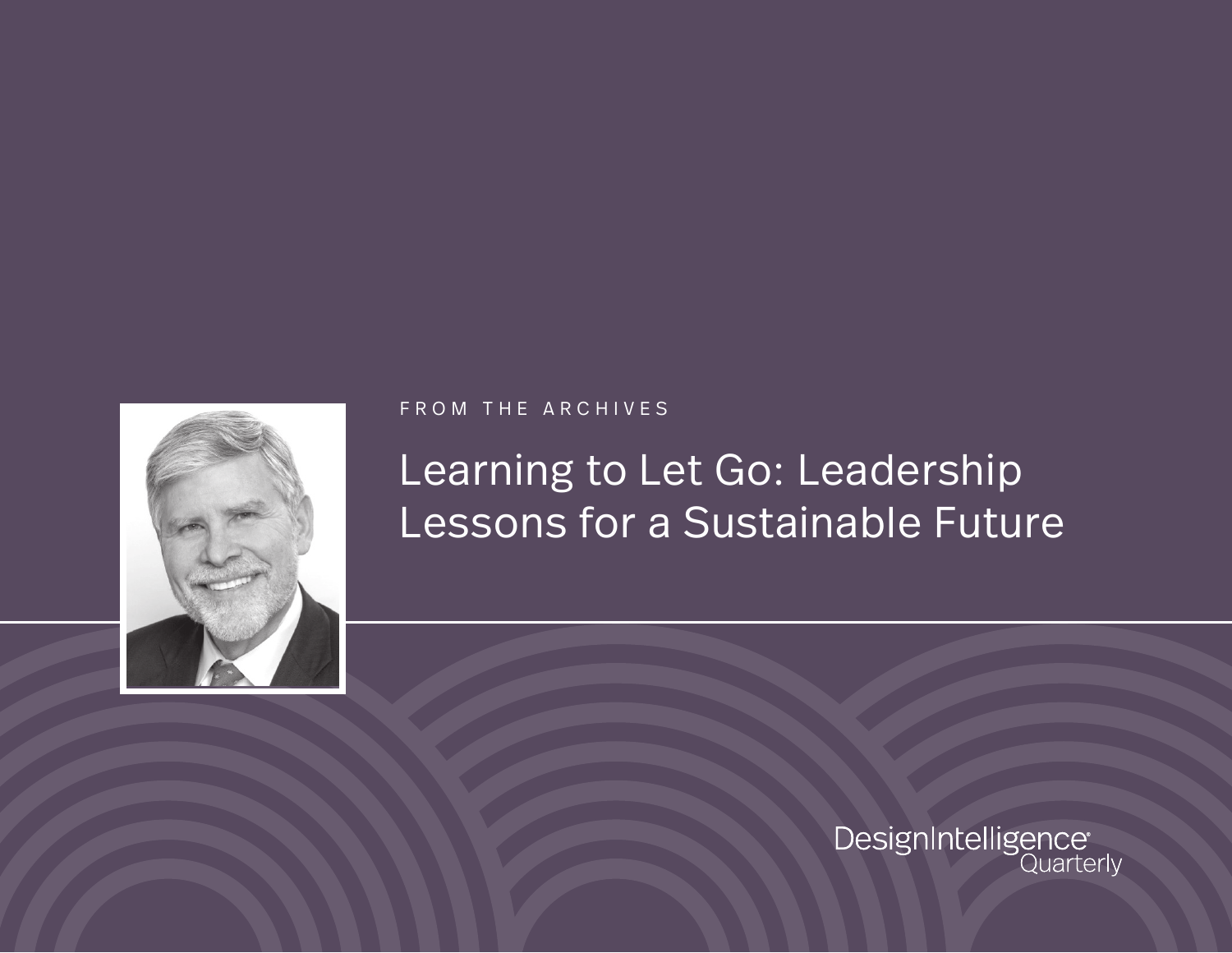FROM THE ARCHIVES

# Learning to Let Go: Leadership Lessons for a Sustainable Future

DesignIntelligence Quarterly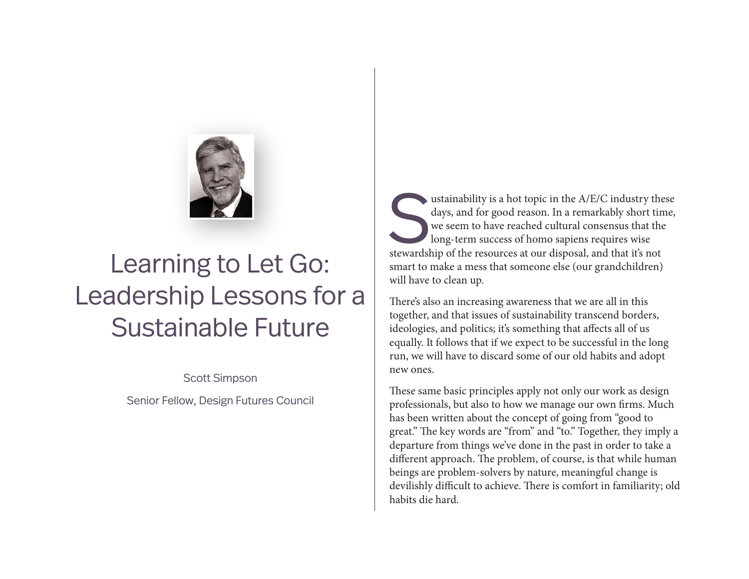# Learning to Let Go: Leadership Lessons for a Sustainable Future

Scott Simpson

Senior Fellow, Design Futures Council

Sustainability is a hot topic in the A/E/C industry these days, and for good reason. In a remarkably short time, we seem to have reached cultural consensus that the long-term success of homo sapiens requires wise stewardship of the resources at our disposal, and that it's not smart to make a mess that someone else (our grandchildren) will have to clean up.

There's also an increasing awareness that we are all in this together, and that issues of sustainability transcend borders, ideologies, and politics; it's something that affects all of us equally. It follows that if we expect to be successful in the long run, we will have to discard some of our old habits and adopt new ones.

These same basic principles apply not only our work as design professionals, but also to how we manage our own firms. Much has been written about the concept of going from "good to great." The key words are "from" and "to." Together, they imply a departure from things we've done in the past in order to take a different approach. The problem, of course, is that while human beings are problem-solvers by nature, meaningful change is devilishly difficult to achieve. There is comfort in familiarity; old habits die hard.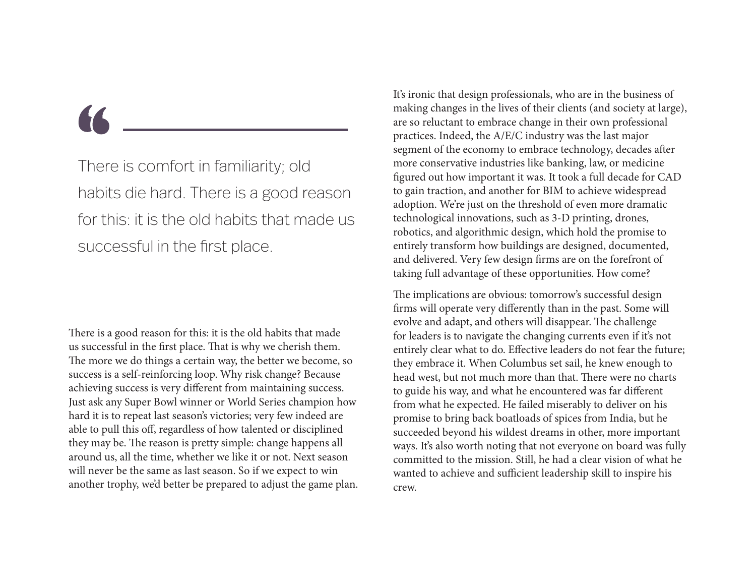> There is comfort in familiarity; old habits die hard. There is a good reason for this: it is the old habits that made us successful in the first place.

There is a good reason for this: it is the old habits that made us successful in the first place. That is why we cherish them. The more we do things a certain way, the better we become, so success is a self-reinforcing loop. Why risk change? Because achieving success is very different from maintaining success. Just ask any Super Bowl winner or World Series champion how hard it is to repeat last season's victories; very few indeed are able to pull this off, regardless of how talented or disciplined they may be. The reason is pretty simple: change happens all around us, all the time, whether we like it or not. Next season will never be the same as last season. So if we expect to win another trophy, we'd better be prepared to adjust the game plan.

It's ironic that design professionals, who are in the business of making changes in the lives of their clients (and society at large), are so reluctant to embrace change in their own professional practices. Indeed, the A/E/C industry was the last major segment of the economy to embrace technology, decades after more conservative industries like banking, law, or medicine figured out how important it was. It took a full decade for CAD to gain traction, and another for BIM to achieve widespread adoption. We're just on the threshold of even more dramatic technological innovations, such as 3-D printing, drones, robotics, and algorithmic design, which hold the promise to entirely transform how buildings are designed, documented, and delivered. Very few design firms are on the forefront of taking full advantage of these opportunities. How come?

The implications are obvious: tomorrow's successful design firms will operate very differently than in the past. Some will evolve and adapt, and others will disappear. The challenge for leaders is to navigate the changing currents even if it's not entirely clear what to do. Effective leaders do not fear the future; they embrace it. When Columbus set sail, he knew enough to head west, but not much more than that. There were no charts to guide his way, and what he encountered was far different from what he expected. He failed miserably to deliver on his promise to bring back boatloads of spices from India, but he succeeded beyond his wildest dreams in other, more important ways. It's also worth noting that not everyone on board was fully committed to the mission. Still, he had a clear vision of what he wanted to achieve and sufficient leadership skill to inspire his crew.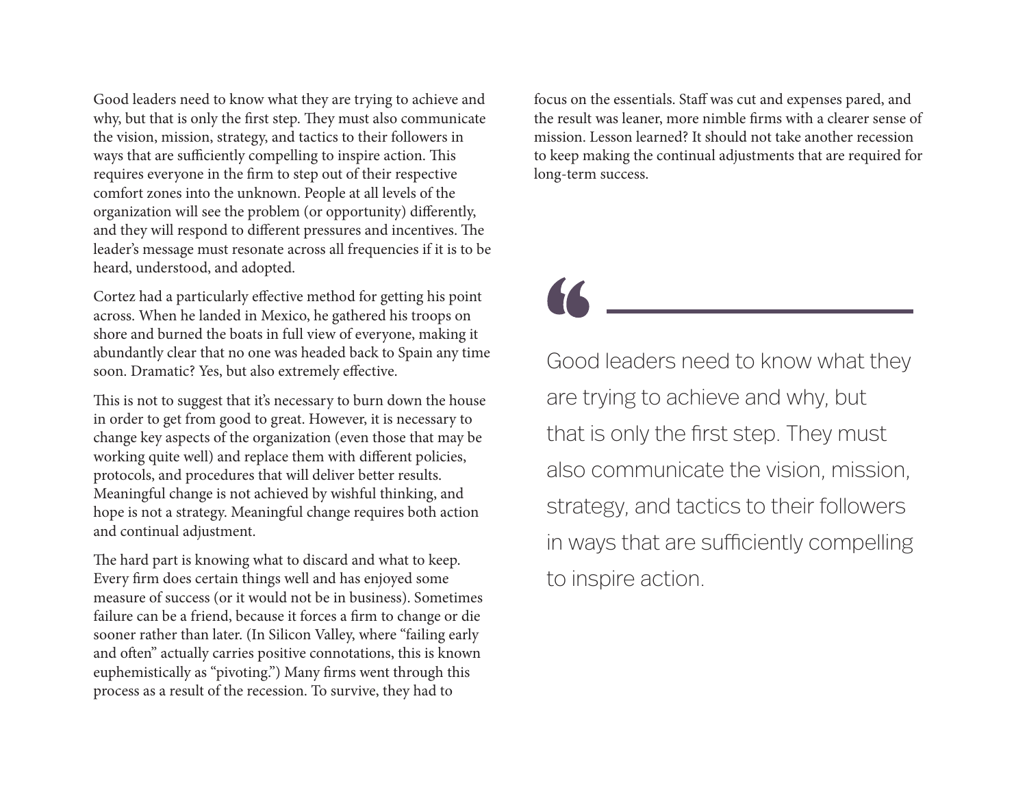Good leaders need to know what they are trying to achieve and why, but that is only the first step. They must also communicate the vision, mission, strategy, and tactics to their followers in ways that are sufficiently compelling to inspire action. This requires everyone in the firm to step out of their respective comfort zones into the unknown. People at all levels of the organization will see the problem (or opportunity) differently, and they will respond to different pressures and incentives. The leader's message must resonate across all frequencies if it is to be heard, understood, and adopted.

Cortez had a particularly effective method for getting his point across. When he landed in Mexico, he gathered his troops on shore and burned the boats in full view of everyone, making it abundantly clear that no one was headed back to Spain any time soon. Dramatic? Yes, but also extremely effective.

This is not to suggest that it's necessary to burn down the house in order to get from good to great. However, it is necessary to change key aspects of the organization (even those that may be working quite well) and replace them with different policies, protocols, and procedures that will deliver better results. Meaningful change is not achieved by wishful thinking, and hope is not a strategy. Meaningful change requires both action and continual adjustment.

The hard part is knowing what to discard and what to keep. Every firm does certain things well and has enjoyed some measure of success (or it would not be in business). Sometimes failure can be a friend, because it forces a firm to change or die sooner rather than later. (In Silicon Valley, where "failing early and often" actually carries positive connotations, this is known euphemistically as "pivoting.") Many firms went through this process as a result of the recession. To survive, they had to focus on the essentials. Staff was cut and expenses pared, and the result was leaner, more nimble firms with a clearer sense of mission. Lesson learned? It should not take another recession to keep making the continual adjustments that are required for long-term success.

> Good leaders need to know what they are trying to achieve and why, but that is only the first step. They must also communicate the vision, mission, strategy, and tactics to their followers in ways that are sufficiently compelling to inspire action.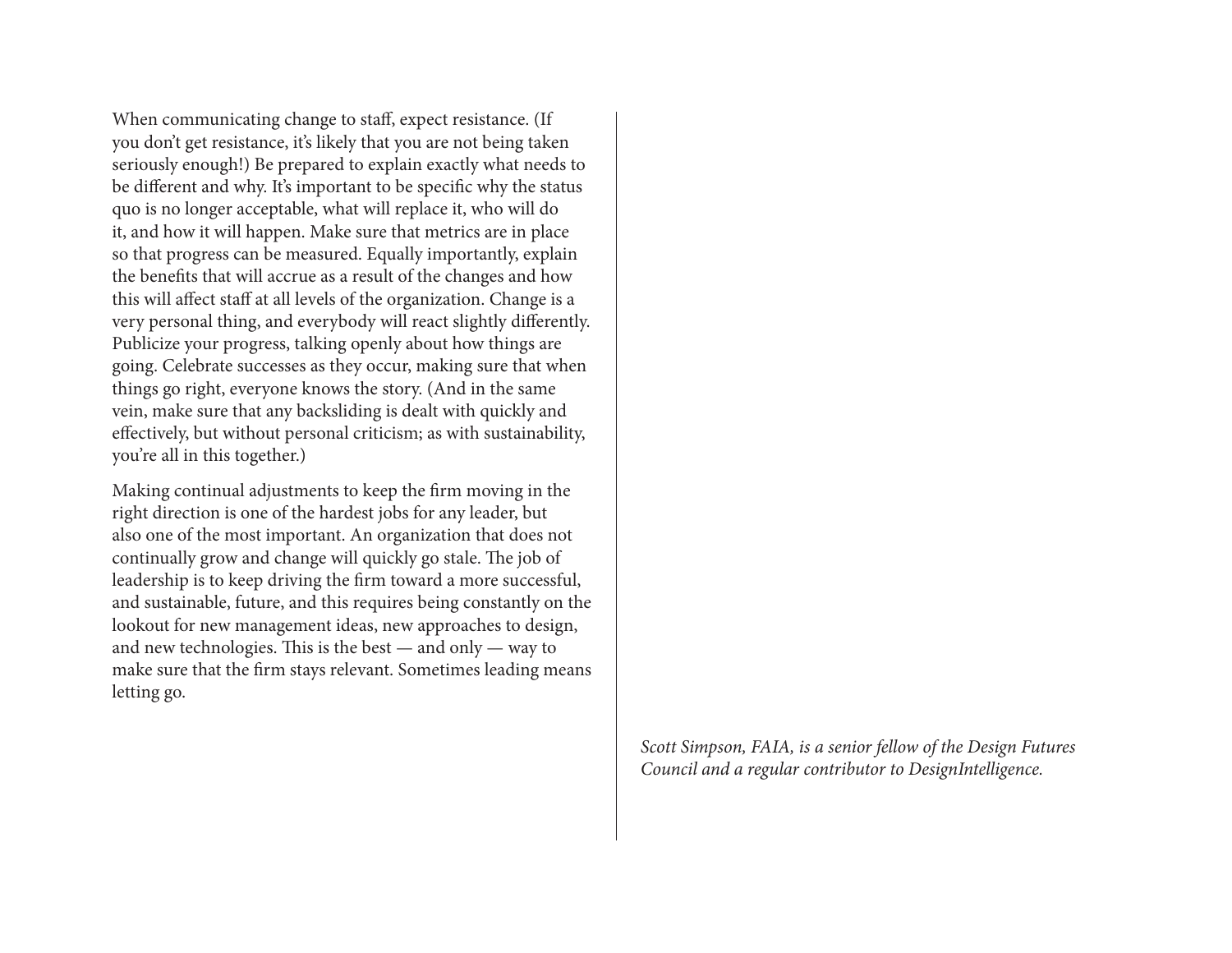When communicating change to staff, expect resistance. (If you don't get resistance, it's likely that you are not being taken seriously enough!) Be prepared to explain exactly what needs to be different and why. It's important to be specific why the status quo is no longer acceptable, what will replace it, who will do it, and how it will happen. Make sure that metrics are in place so that progress can be measured. Equally importantly, explain the benefits that will accrue as a result of the changes and how this will affect staff at all levels of the organization. Change is a very personal thing, and everybody will react slightly differently. Publicize your progress, talking openly about how things are going. Celebrate successes as they occur, making sure that when things go right, everyone knows the story. (And in the same vein, make sure that any backsliding is dealt with quickly and effectively, but without personal criticism; as with sustainability, you're all in this together.)

Making continual adjustments to keep the firm moving in the right direction is one of the hardest jobs for any leader, but also one of the most important. An organization that does not continually grow and change will quickly go stale. The job of leadership is to keep driving the firm toward a more successful, and sustainable, future, and this requires being constantly on the lookout for new management ideas, new approaches to design, and new technologies. This is the best — and only — way to make sure that the firm stays relevant. Sometimes leading means letting go.

*Scott Simpson, FAIA, is a senior fellow of the Design Futures Council and a regular contributor to DesignIntelligence.*